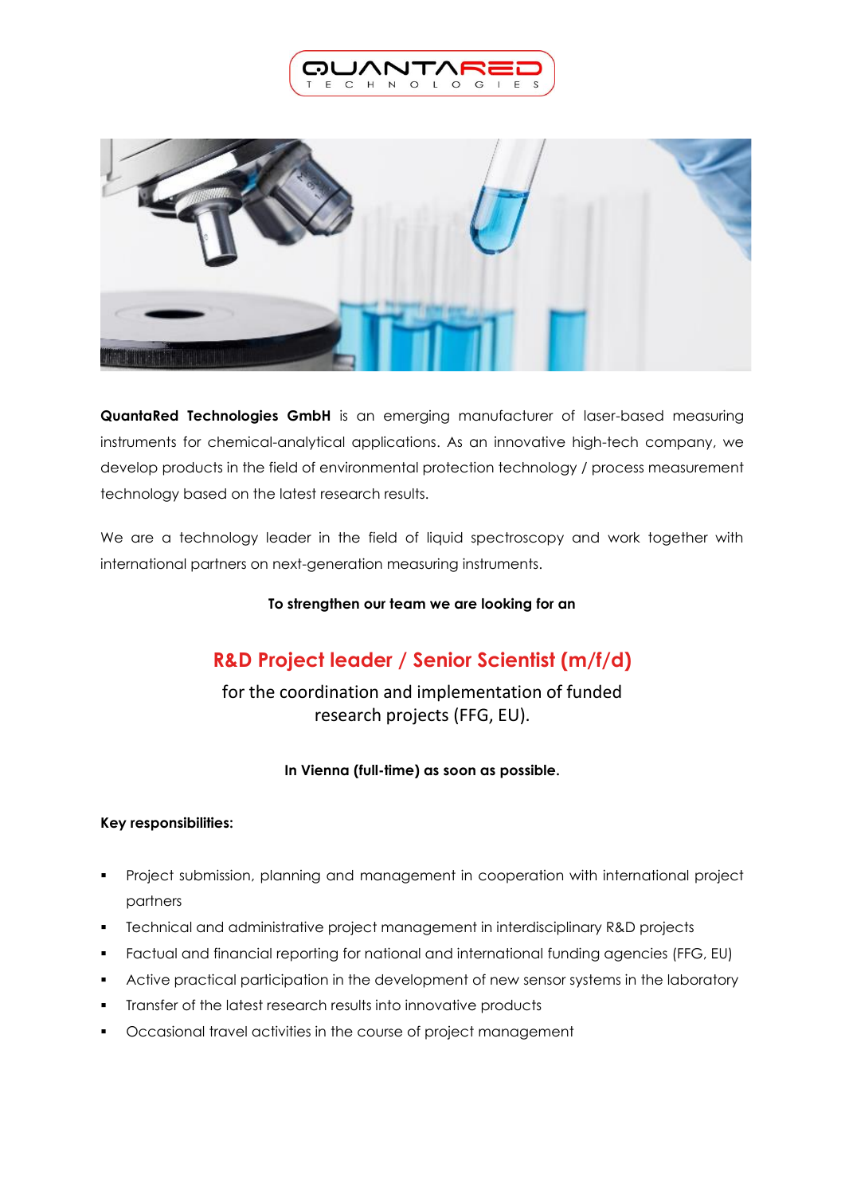**QuantaRed Technologies GmbH** is an emerging manufacturer of laser-based measuring instruments for chemical-analytical applications. As an innovative high-tech company, we develop products in the field of environmental protection technology / process measurement technology based on the latest research results.

We are a technology leader in the field of liquid spectroscopy and work together with international partners on next-generation measuring instruments.

**To strengthen our team we are looking for an**

# R&D Project leader / Senior Scientist (m/f/d)

for the coordination and implementation of funded research projects (FFG, EU).

**In Vienna (full-time) as soon as possible.**

**Key responsibilities:**

- Project submission, planning and management in cooperation with international project partners
- Technical and administrative project management in interdisciplinary R&D projects
- Factual and financial reporting for national and international funding agencies (FFG, EU)
- Active practical participation in the development of new sensor systems in the laboratory
- Transfer of the latest research results into innovative products
- Occasional travel activities in the course of project management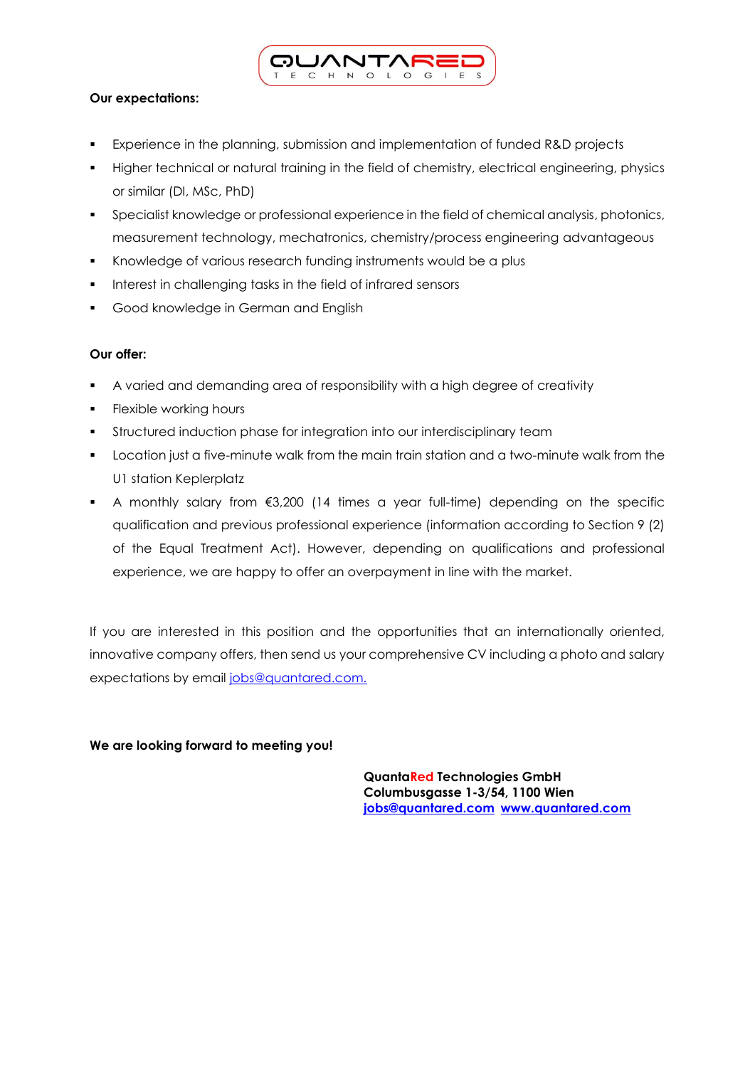**Our expectations:**

- Experience in the planning, submission and implementation of funded R&D projects
- Higher technical or natural training in the field of chemistry, electrical engineering, physics or similar (DI, MSc, PhD)
- Specialist knowledge or professional experience in the field of chemical analysis, photonics, measurement technology, mechatronics, chemistry/process engineering advantageous
- Knowledge of various research funding instruments would be a plus
- Interest in challenging tasks in the field of infrared sensors
- Good knowledge in German and English

**Our offer:**

- A varied and demanding area of responsibility with a high degree of creativity
- Flexible working hours
- Structured induction phase for integration into our interdisciplinary team
- Location just a five-minute walk from the main train station and a two-minute walk from the U1 station Keplerplatz
- A monthly salary from €3,200 (14 times a year full-time) depending on the specific qualification and previous professional experience (information according to Section 9 (2) of the Equal Treatment Act). However, depending on qualifications and professional experience, we are happy to offer an overpayment in line with the market.

If you are interested in this position and the opportunities that an internationally oriented, innovative company offers, then send us your comprehensive CV including a photo and salary expectations by email jobs@quantared.com.

**We are looking forward to meeting you!**

**QuantaRed Technologies GmbH**
**Columbusgasse 1-3/54, 1100 Wien**
**jobs@quantared.com www.quantared.com**